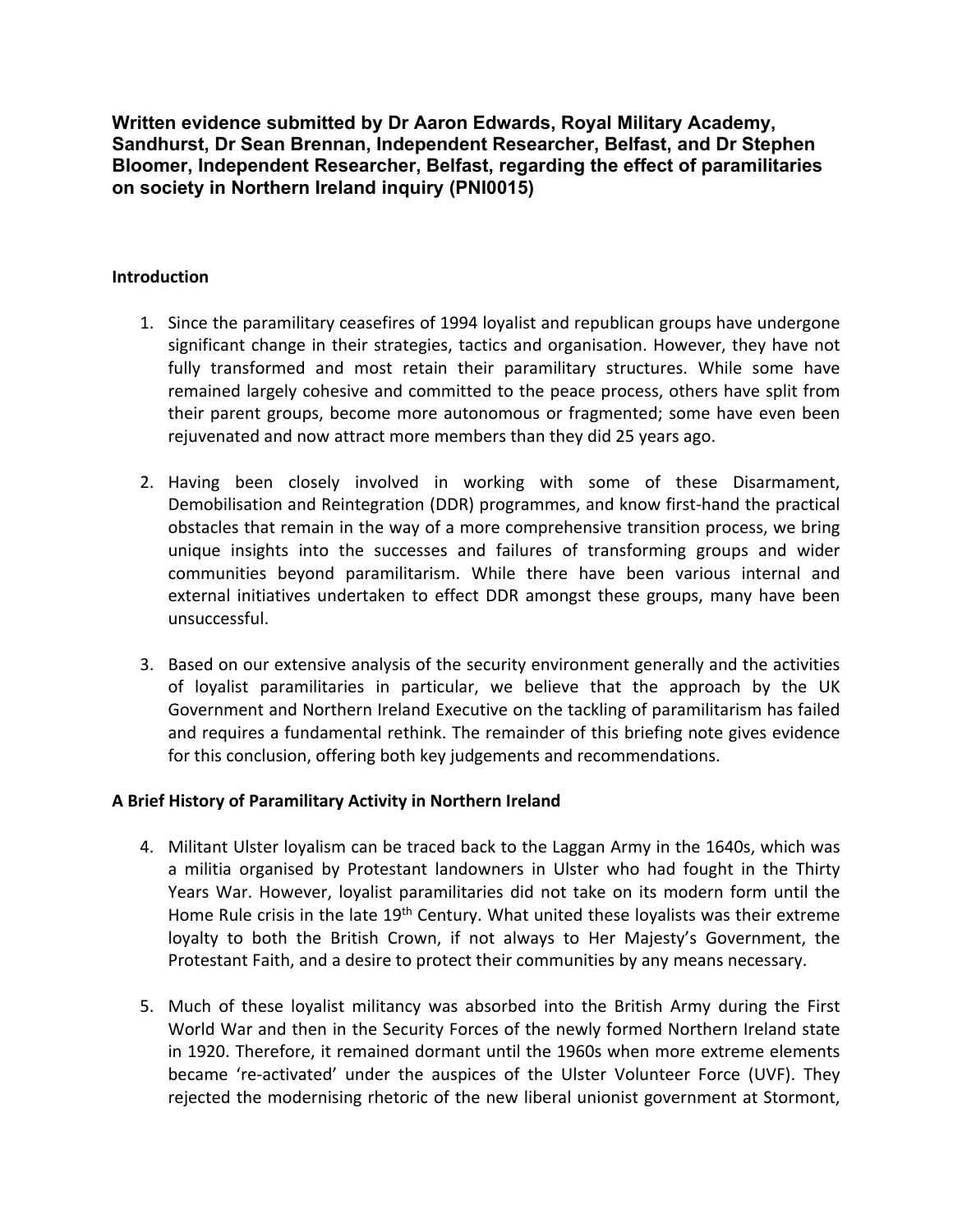**Written evidence submitted by Dr Aaron Edwards, Royal Military Academy, Sandhurst, Dr Sean Brennan, Independent Researcher, Belfast, and Dr Stephen Bloomer, Independent Researcher, Belfast, regarding the effect of paramilitaries on society in Northern Ireland inquiry (PNI0015)**

**Introduction**

1. Since the paramilitary ceasefires of 1994 loyalist and republican groups have undergone significant change in their strategies, tactics and organisation. However, they have not fully transformed and most retain their paramilitary structures. While some have remained largely cohesive and committed to the peace process, others have split from their parent groups, become more autonomous or fragmented; some have even been rejuvenated and now attract more members than they did 25 years ago.

2. Having been closely involved in working with some of these Disarmament, Demobilisation and Reintegration (DDR) programmes, and know first-hand the practical obstacles that remain in the way of a more comprehensive transition process, we bring unique insights into the successes and failures of transforming groups and wider communities beyond paramilitarism. While there have been various internal and external initiatives undertaken to effect DDR amongst these groups, many have been unsuccessful.

3. Based on our extensive analysis of the security environment generally and the activities of loyalist paramilitaries in particular, we believe that the approach by the UK Government and Northern Ireland Executive on the tackling of paramilitarism has failed and requires a fundamental rethink. The remainder of this briefing note gives evidence for this conclusion, offering both key judgements and recommendations.

**A Brief History of Paramilitary Activity in Northern Ireland**

4. Militant Ulster loyalism can be traced back to the Laggan Army in the 1640s, which was a militia organised by Protestant landowners in Ulster who had fought in the Thirty Years War. However, loyalist paramilitaries did not take on its modern form until the Home Rule crisis in the late 19th Century. What united these loyalists was their extreme loyalty to both the British Crown, if not always to Her Majesty's Government, the Protestant Faith, and a desire to protect their communities by any means necessary.

5. Much of these loyalist militancy was absorbed into the British Army during the First World War and then in the Security Forces of the newly formed Northern Ireland state in 1920. Therefore, it remained dormant until the 1960s when more extreme elements became 're-activated' under the auspices of the Ulster Volunteer Force (UVF). They rejected the modernising rhetoric of the new liberal unionist government at Stormont,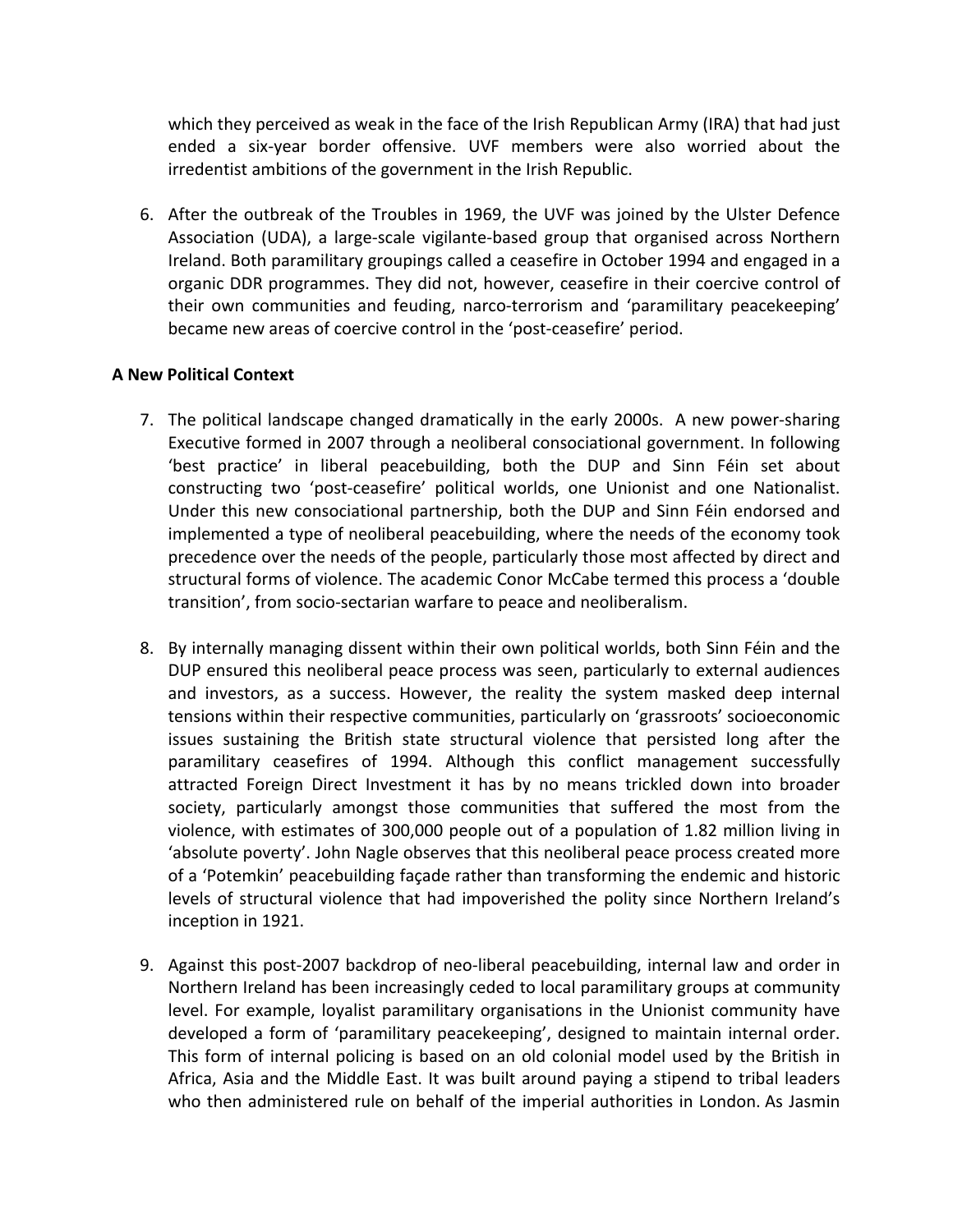which they perceived as weak in the face of the Irish Republican Army (IRA) that had just ended a six-year border offensive. UVF members were also worried about the irredentist ambitions of the government in the Irish Republic.

6. After the outbreak of the Troubles in 1969, the UVF was joined by the Ulster Defence Association (UDA), a large-scale vigilante-based group that organised across Northern Ireland. Both paramilitary groupings called a ceasefire in October 1994 and engaged in a organic DDR programmes. They did not, however, ceasefire in their coercive control of their own communities and feuding, narco-terrorism and 'paramilitary peacekeeping' became new areas of coercive control in the 'post-ceasefire' period.

**A New Political Context**

7. The political landscape changed dramatically in the early 2000s. A new power-sharing Executive formed in 2007 through a neoliberal consociational government. In following 'best practice' in liberal peacebuilding, both the DUP and Sinn Féin set about constructing two 'post-ceasefire' political worlds, one Unionist and one Nationalist. Under this new consociational partnership, both the DUP and Sinn Féin endorsed and implemented a type of neoliberal peacebuilding, where the needs of the economy took precedence over the needs of the people, particularly those most affected by direct and structural forms of violence. The academic Conor McCabe termed this process a 'double transition', from socio-sectarian warfare to peace and neoliberalism.

8. By internally managing dissent within their own political worlds, both Sinn Féin and the DUP ensured this neoliberal peace process was seen, particularly to external audiences and investors, as a success. However, the reality the system masked deep internal tensions within their respective communities, particularly on 'grassroots' socioeconomic issues sustaining the British state structural violence that persisted long after the paramilitary ceasefires of 1994. Although this conflict management successfully attracted Foreign Direct Investment it has by no means trickled down into broader society, particularly amongst those communities that suffered the most from the violence, with estimates of 300,000 people out of a population of 1.82 million living in 'absolute poverty'. John Nagle observes that this neoliberal peace process created more of a 'Potemkin' peacebuilding façade rather than transforming the endemic and historic levels of structural violence that had impoverished the polity since Northern Ireland's inception in 1921.

9. Against this post-2007 backdrop of neo-liberal peacebuilding, internal law and order in Northern Ireland has been increasingly ceded to local paramilitary groups at community level. For example, loyalist paramilitary organisations in the Unionist community have developed a form of 'paramilitary peacekeeping', designed to maintain internal order. This form of internal policing is based on an old colonial model used by the British in Africa, Asia and the Middle East. It was built around paying a stipend to tribal leaders who then administered rule on behalf of the imperial authorities in London. As Jasmin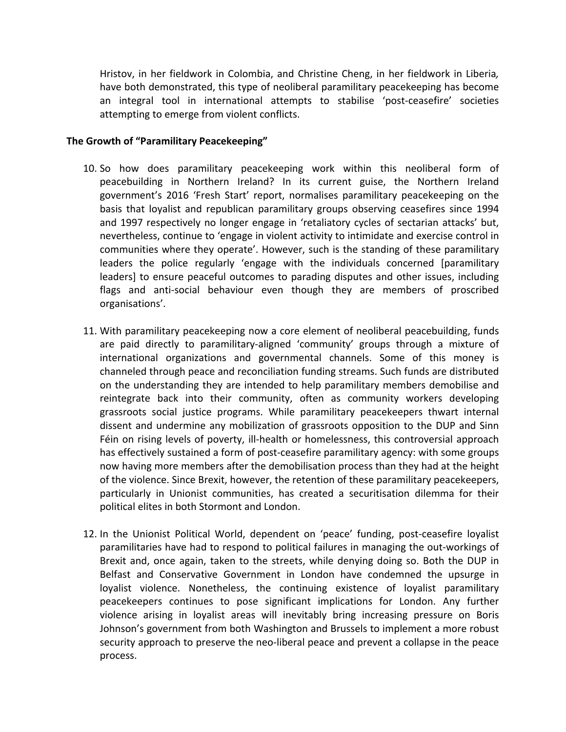Hristov, in her fieldwork in Colombia, and Christine Cheng, in her fieldwork in Liberia*,* have both demonstrated, this type of neoliberal paramilitary peacekeeping has become an integral tool in international attempts to stabilise 'post-ceasefire' societies attempting to emerge from violent conflicts.

**The Growth of "Paramilitary Peacekeeping"**

10. So how does paramilitary peacekeeping work within this neoliberal form of peacebuilding in Northern Ireland? In its current guise, the Northern Ireland government's 2016 'Fresh Start' report, normalises paramilitary peacekeeping on the basis that loyalist and republican paramilitary groups observing ceasefires since 1994 and 1997 respectively no longer engage in 'retaliatory cycles of sectarian attacks' but, nevertheless, continue to 'engage in violent activity to intimidate and exercise control in communities where they operate'. However, such is the standing of these paramilitary leaders the police regularly 'engage with the individuals concerned [paramilitary leaders] to ensure peaceful outcomes to parading disputes and other issues, including flags and anti-social behaviour even though they are members of proscribed organisations'.

11. With paramilitary peacekeeping now a core element of neoliberal peacebuilding, funds are paid directly to paramilitary-aligned 'community' groups through a mixture of international organizations and governmental channels. Some of this money is channeled through peace and reconciliation funding streams. Such funds are distributed on the understanding they are intended to help paramilitary members demobilise and reintegrate back into their community, often as community workers developing grassroots social justice programs. While paramilitary peacekeepers thwart internal dissent and undermine any mobilization of grassroots opposition to the DUP and Sinn Féin on rising levels of poverty, ill-health or homelessness, this controversial approach has effectively sustained a form of post-ceasefire paramilitary agency: with some groups now having more members after the demobilisation process than they had at the height of the violence. Since Brexit, however, the retention of these paramilitary peacekeepers, particularly in Unionist communities, has created a securitisation dilemma for their political elites in both Stormont and London.

12. In the Unionist Political World, dependent on 'peace' funding, post-ceasefire loyalist paramilitaries have had to respond to political failures in managing the out-workings of Brexit and, once again, taken to the streets, while denying doing so. Both the DUP in Belfast and Conservative Government in London have condemned the upsurge in loyalist violence. Nonetheless, the continuing existence of loyalist paramilitary peacekeepers continues to pose significant implications for London. Any further violence arising in loyalist areas will inevitably bring increasing pressure on Boris Johnson's government from both Washington and Brussels to implement a more robust security approach to preserve the neo-liberal peace and prevent a collapse in the peace process.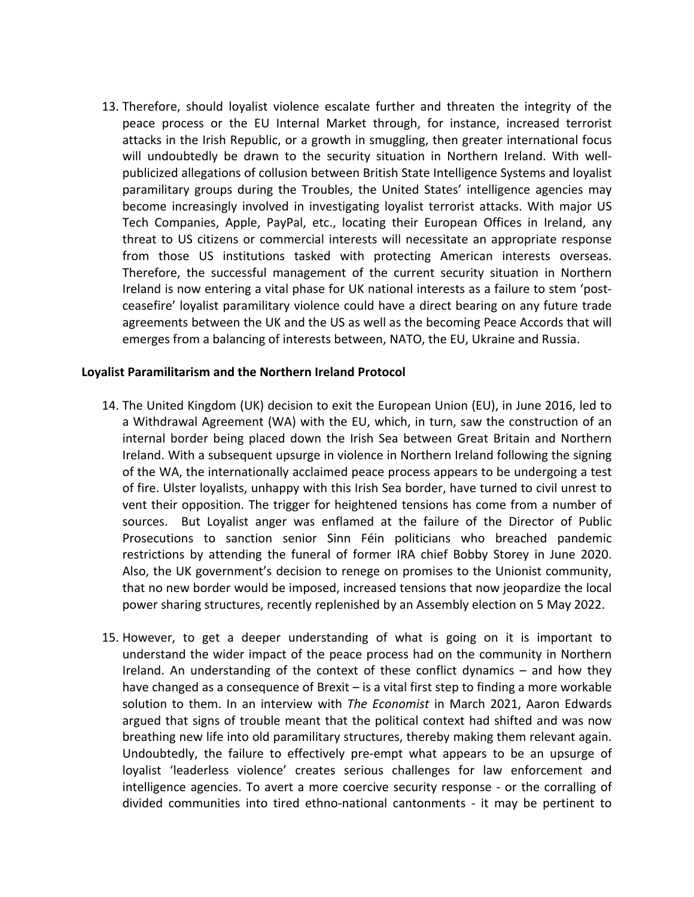13. Therefore, should loyalist violence escalate further and threaten the integrity of the peace process or the EU Internal Market through, for instance, increased terrorist attacks in the Irish Republic, or a growth in smuggling, then greater international focus will undoubtedly be drawn to the security situation in Northern Ireland. With well-publicized allegations of collusion between British State Intelligence Systems and loyalist paramilitary groups during the Troubles, the United States' intelligence agencies may become increasingly involved in investigating loyalist terrorist attacks. With major US Tech Companies, Apple, PayPal, etc., locating their European Offices in Ireland, any threat to US citizens or commercial interests will necessitate an appropriate response from those US institutions tasked with protecting American interests overseas. Therefore, the successful management of the current security situation in Northern Ireland is now entering a vital phase for UK national interests as a failure to stem 'post-ceasefire' loyalist paramilitary violence could have a direct bearing on any future trade agreements between the UK and the US as well as the becoming Peace Accords that will emerges from a balancing of interests between, NATO, the EU, Ukraine and Russia.

**Loyalist Paramilitarism and the Northern Ireland Protocol**

14. The United Kingdom (UK) decision to exit the European Union (EU), in June 2016, led to a Withdrawal Agreement (WA) with the EU, which, in turn, saw the construction of an internal border being placed down the Irish Sea between Great Britain and Northern Ireland. With a subsequent upsurge in violence in Northern Ireland following the signing of the WA, the internationally acclaimed peace process appears to be undergoing a test of fire. Ulster loyalists, unhappy with this Irish Sea border, have turned to civil unrest to vent their opposition. The trigger for heightened tensions has come from a number of sources. But Loyalist anger was enflamed at the failure of the Director of Public Prosecutions to sanction senior Sinn Féin politicians who breached pandemic restrictions by attending the funeral of former IRA chief Bobby Storey in June 2020. Also, the UK government's decision to renege on promises to the Unionist community, that no new border would be imposed, increased tensions that now jeopardize the local power sharing structures, recently replenished by an Assembly election on 5 May 2022.

15. However, to get a deeper understanding of what is going on it is important to understand the wider impact of the peace process had on the community in Northern Ireland. An understanding of the context of these conflict dynamics – and how they have changed as a consequence of Brexit – is a vital first step to finding a more workable solution to them. In an interview with *The Economist* in March 2021, Aaron Edwards argued that signs of trouble meant that the political context had shifted and was now breathing new life into old paramilitary structures, thereby making them relevant again. Undoubtedly, the failure to effectively pre-empt what appears to be an upsurge of loyalist 'leaderless violence' creates serious challenges for law enforcement and intelligence agencies. To avert a more coercive security response - or the corralling of divided communities into tired ethno-national cantonments - it may be pertinent to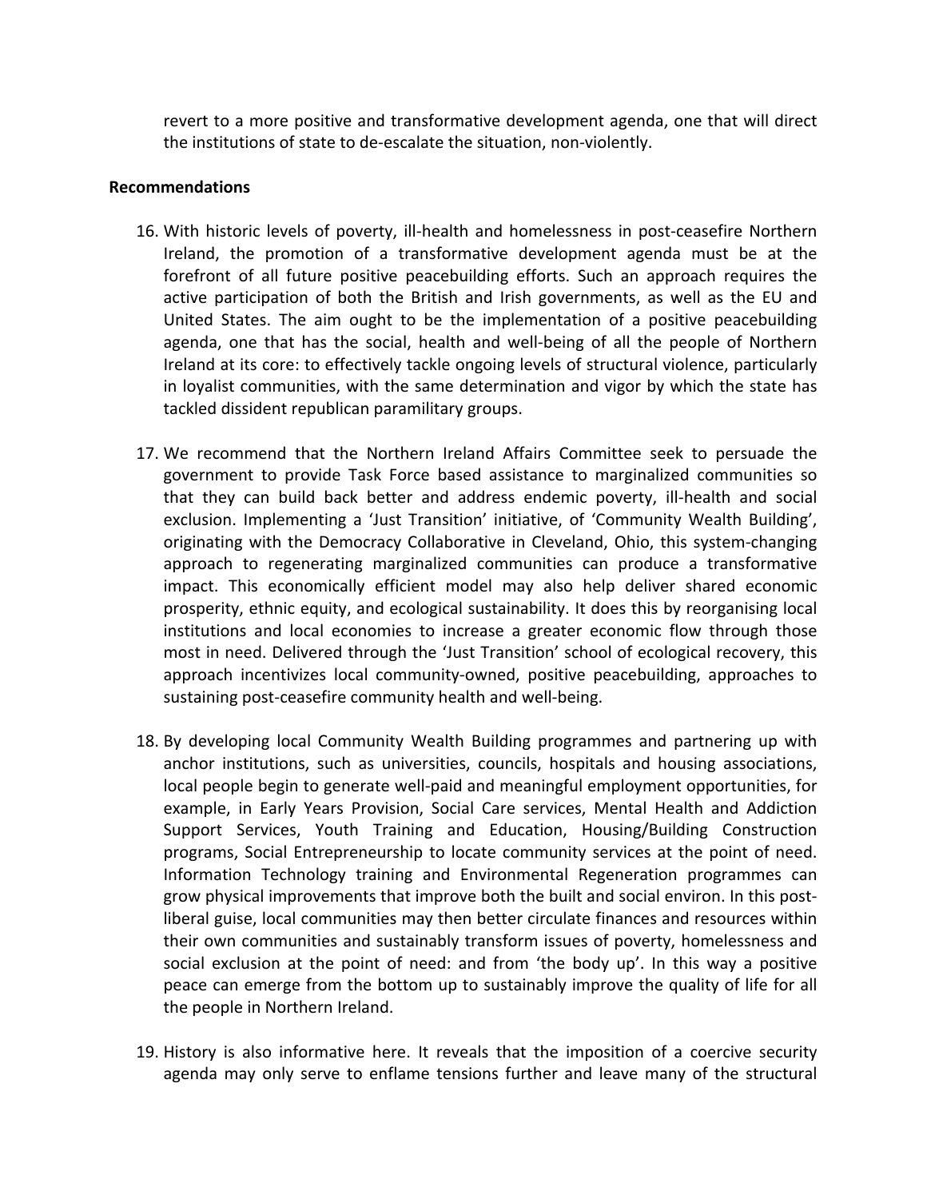revert to a more positive and transformative development agenda, one that will direct the institutions of state to de-escalate the situation, non-violently.

**Recommendations**

16. With historic levels of poverty, ill-health and homelessness in post-ceasefire Northern Ireland, the promotion of a transformative development agenda must be at the forefront of all future positive peacebuilding efforts. Such an approach requires the active participation of both the British and Irish governments, as well as the EU and United States. The aim ought to be the implementation of a positive peacebuilding agenda, one that has the social, health and well-being of all the people of Northern Ireland at its core: to effectively tackle ongoing levels of structural violence, particularly in loyalist communities, with the same determination and vigor by which the state has tackled dissident republican paramilitary groups.

17. We recommend that the Northern Ireland Affairs Committee seek to persuade the government to provide Task Force based assistance to marginalized communities so that they can build back better and address endemic poverty, ill-health and social exclusion. Implementing a 'Just Transition' initiative, of 'Community Wealth Building', originating with the Democracy Collaborative in Cleveland, Ohio, this system-changing approach to regenerating marginalized communities can produce a transformative impact. This economically efficient model may also help deliver shared economic prosperity, ethnic equity, and ecological sustainability. It does this by reorganising local institutions and local economies to increase a greater economic flow through those most in need. Delivered through the 'Just Transition' school of ecological recovery, this approach incentivizes local community-owned, positive peacebuilding, approaches to sustaining post-ceasefire community health and well-being.

18. By developing local Community Wealth Building programmes and partnering up with anchor institutions, such as universities, councils, hospitals and housing associations, local people begin to generate well-paid and meaningful employment opportunities, for example, in Early Years Provision, Social Care services, Mental Health and Addiction Support Services, Youth Training and Education, Housing/Building Construction programs, Social Entrepreneurship to locate community services at the point of need. Information Technology training and Environmental Regeneration programmes can grow physical improvements that improve both the built and social environ. In this post-liberal guise, local communities may then better circulate finances and resources within their own communities and sustainably transform issues of poverty, homelessness and social exclusion at the point of need: and from 'the body up'. In this way a positive peace can emerge from the bottom up to sustainably improve the quality of life for all the people in Northern Ireland.

19. History is also informative here. It reveals that the imposition of a coercive security agenda may only serve to enflame tensions further and leave many of the structural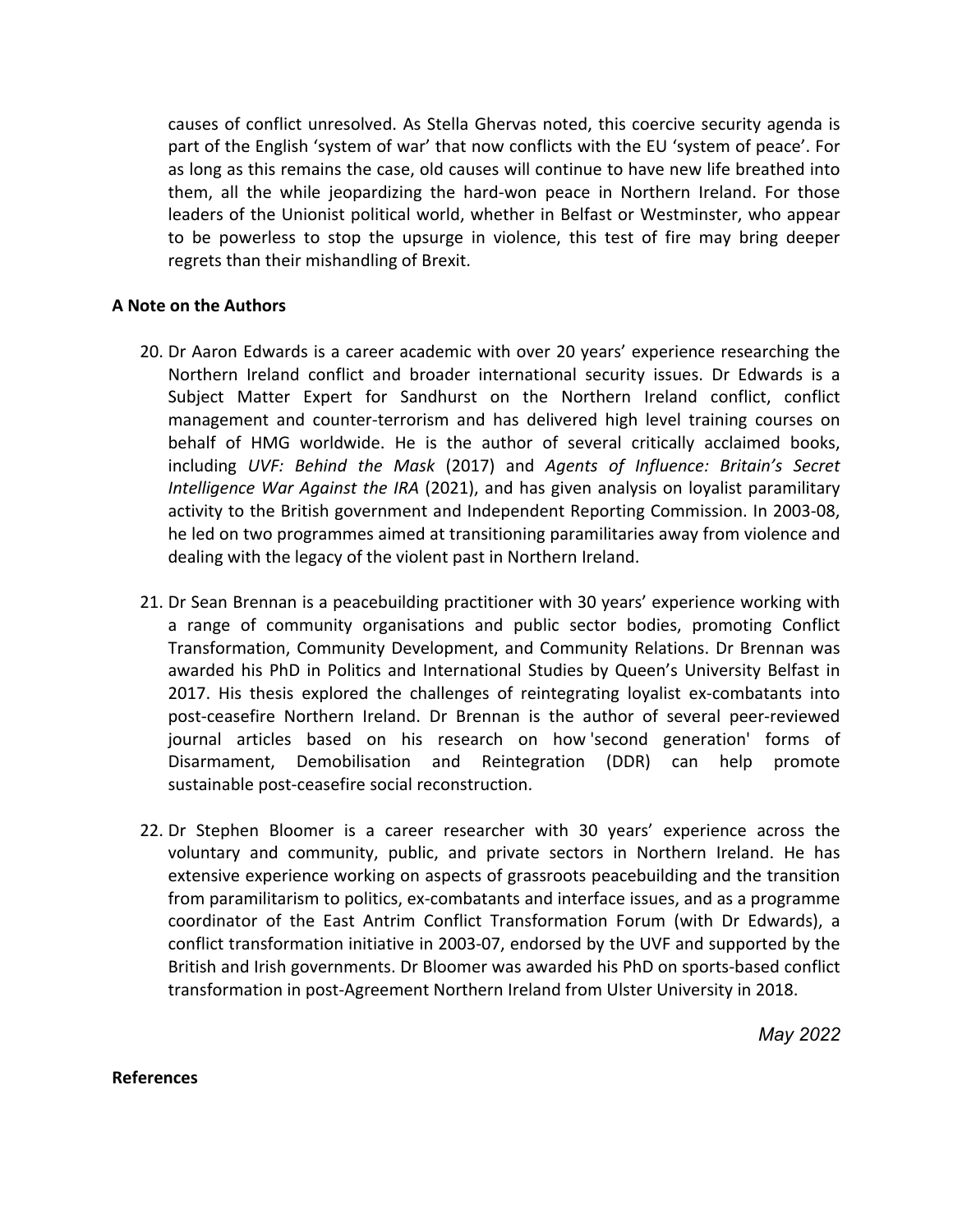causes of conflict unresolved. As Stella Ghervas noted, this coercive security agenda is part of the English 'system of war' that now conflicts with the EU 'system of peace'. For as long as this remains the case, old causes will continue to have new life breathed into them, all the while jeopardizing the hard-won peace in Northern Ireland. For those leaders of the Unionist political world, whether in Belfast or Westminster, who appear to be powerless to stop the upsurge in violence, this test of fire may bring deeper regrets than their mishandling of Brexit.

**A Note on the Authors**

20. Dr Aaron Edwards is a career academic with over 20 years' experience researching the Northern Ireland conflict and broader international security issues. Dr Edwards is a Subject Matter Expert for Sandhurst on the Northern Ireland conflict, conflict management and counter-terrorism and has delivered high level training courses on behalf of HMG worldwide. He is the author of several critically acclaimed books, including *UVF: Behind the Mask* (2017) and *Agents of Influence: Britain's Secret Intelligence War Against the IRA* (2021), and has given analysis on loyalist paramilitary activity to the British government and Independent Reporting Commission. In 2003-08, he led on two programmes aimed at transitioning paramilitaries away from violence and dealing with the legacy of the violent past in Northern Ireland.

21. Dr Sean Brennan is a peacebuilding practitioner with 30 years' experience working with a range of community organisations and public sector bodies, promoting Conflict Transformation, Community Development, and Community Relations. Dr Brennan was awarded his PhD in Politics and International Studies by Queen's University Belfast in 2017. His thesis explored the challenges of reintegrating loyalist ex-combatants into post-ceasefire Northern Ireland. Dr Brennan is the author of several peer-reviewed journal articles based on his research on how 'second generation' forms of Disarmament, Demobilisation and Reintegration (DDR) can help promote sustainable post-ceasefire social reconstruction.

22. Dr Stephen Bloomer is a career researcher with 30 years' experience across the voluntary and community, public, and private sectors in Northern Ireland. He has extensive experience working on aspects of grassroots peacebuilding and the transition from paramilitarism to politics, ex-combatants and interface issues, and as a programme coordinator of the East Antrim Conflict Transformation Forum (with Dr Edwards), a conflict transformation initiative in 2003-07, endorsed by the UVF and supported by the British and Irish governments. Dr Bloomer was awarded his PhD on sports-based conflict transformation in post-Agreement Northern Ireland from Ulster University in 2018.

*May 2022*

**References**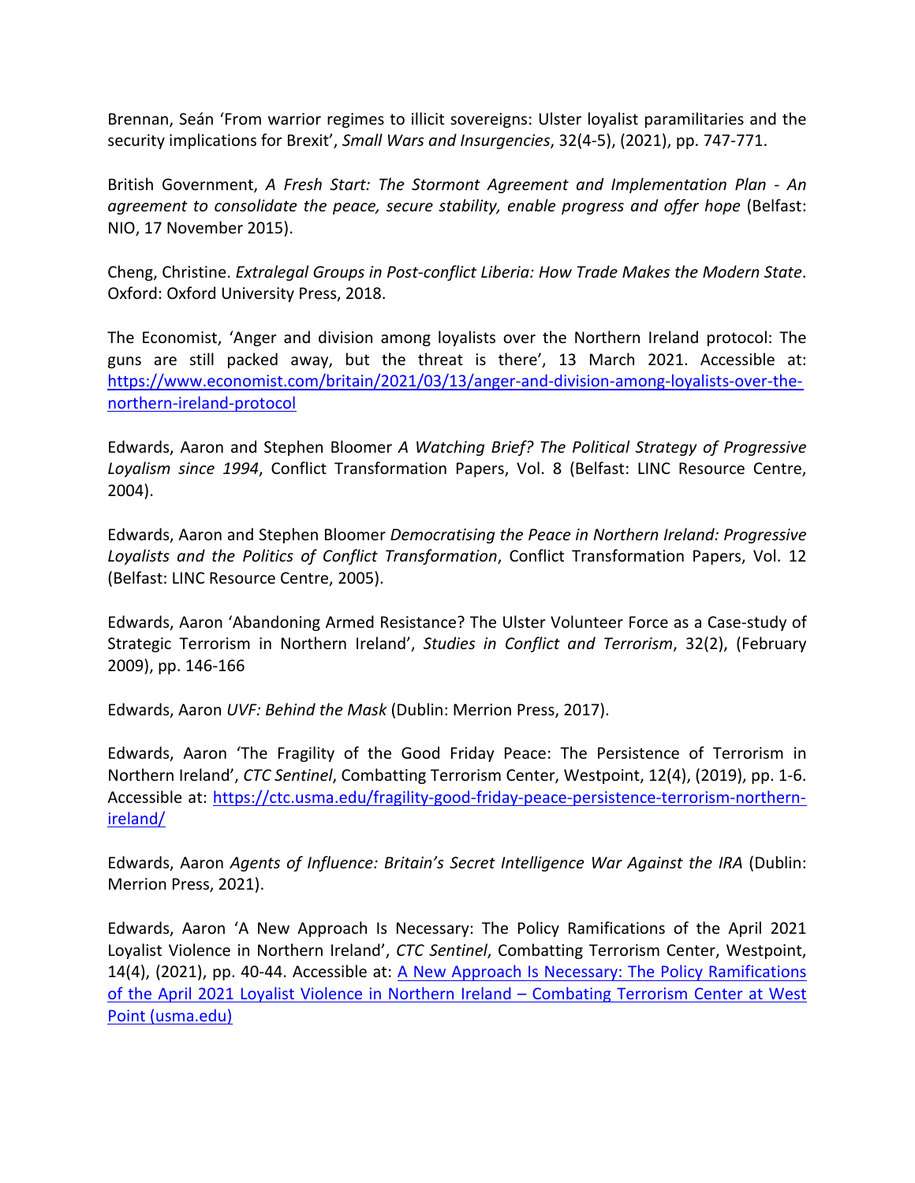Brennan, Seán 'From warrior regimes to illicit sovereigns: Ulster loyalist paramilitaries and the security implications for Brexit', *Small Wars and Insurgencies*, 32(4-5), (2021), pp. 747-771.

British Government, *A Fresh Start: The Stormont Agreement and Implementation Plan - An agreement to consolidate the peace, secure stability, enable progress and offer hope* (Belfast: NIO, 17 November 2015).

Cheng, Christine. *Extralegal Groups in Post-conflict Liberia: How Trade Makes the Modern State*. Oxford: Oxford University Press, 2018.

The Economist, 'Anger and division among loyalists over the Northern Ireland protocol: The guns are still packed away, but the threat is there', 13 March 2021. Accessible at: [https://www.economist.com/britain/2021/03/13/anger-and-division-among-loyalists-over-the-northern-ireland-protocol](https://www.economist.com/britain/2021/03/13/anger-and-division-among-loyalists-over-the-northern-ireland-protocol)

Edwards, Aaron and Stephen Bloomer *A Watching Brief? The Political Strategy of Progressive Loyalism since 1994*, Conflict Transformation Papers, Vol. 8 (Belfast: LINC Resource Centre, 2004).

Edwards, Aaron and Stephen Bloomer *Democratising the Peace in Northern Ireland: Progressive Loyalists and the Politics of Conflict Transformation*, Conflict Transformation Papers, Vol. 12 (Belfast: LINC Resource Centre, 2005).

Edwards, Aaron 'Abandoning Armed Resistance? The Ulster Volunteer Force as a Case-study of Strategic Terrorism in Northern Ireland', *Studies in Conflict and Terrorism*, 32(2), (February 2009), pp. 146-166

Edwards, Aaron *UVF: Behind the Mask* (Dublin: Merrion Press, 2017).

Edwards, Aaron 'The Fragility of the Good Friday Peace: The Persistence of Terrorism in Northern Ireland', *CTC Sentinel*, Combatting Terrorism Center, Westpoint, 12(4), (2019), pp. 1-6. Accessible at: [https://ctc.usma.edu/fragility-good-friday-peace-persistence-terrorism-northern-ireland/](https://ctc.usma.edu/fragility-good-friday-peace-persistence-terrorism-northern-ireland/)

Edwards, Aaron *Agents of Influence: Britain's Secret Intelligence War Against the IRA* (Dublin: Merrion Press, 2021).

Edwards, Aaron 'A New Approach Is Necessary: The Policy Ramifications of the April 2021 Loyalist Violence in Northern Ireland', *CTC Sentinel*, Combatting Terrorism Center, Westpoint, 14(4), (2021), pp. 40-44. Accessible at: A New Approach Is Necessary: The Policy Ramifications of the April 2021 Loyalist Violence in Northern Ireland – Combating Terrorism Center at West Point (usma.edu)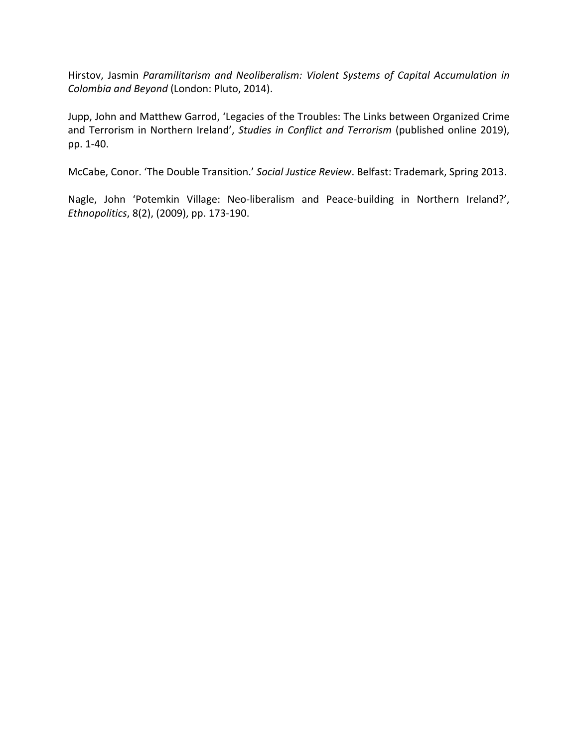Hirstov, Jasmin *Paramilitarism and Neoliberalism: Violent Systems of Capital Accumulation in Colombia and Beyond* (London: Pluto, 2014).

Jupp, John and Matthew Garrod, 'Legacies of the Troubles: The Links between Organized Crime and Terrorism in Northern Ireland', *Studies in Conflict and Terrorism* (published online 2019), pp. 1-40.

McCabe, Conor. 'The Double Transition.' *Social Justice Review*. Belfast: Trademark, Spring 2013.

Nagle, John 'Potemkin Village: Neo-liberalism and Peace-building in Northern Ireland?', *Ethnopolitics*, 8(2), (2009), pp. 173-190.